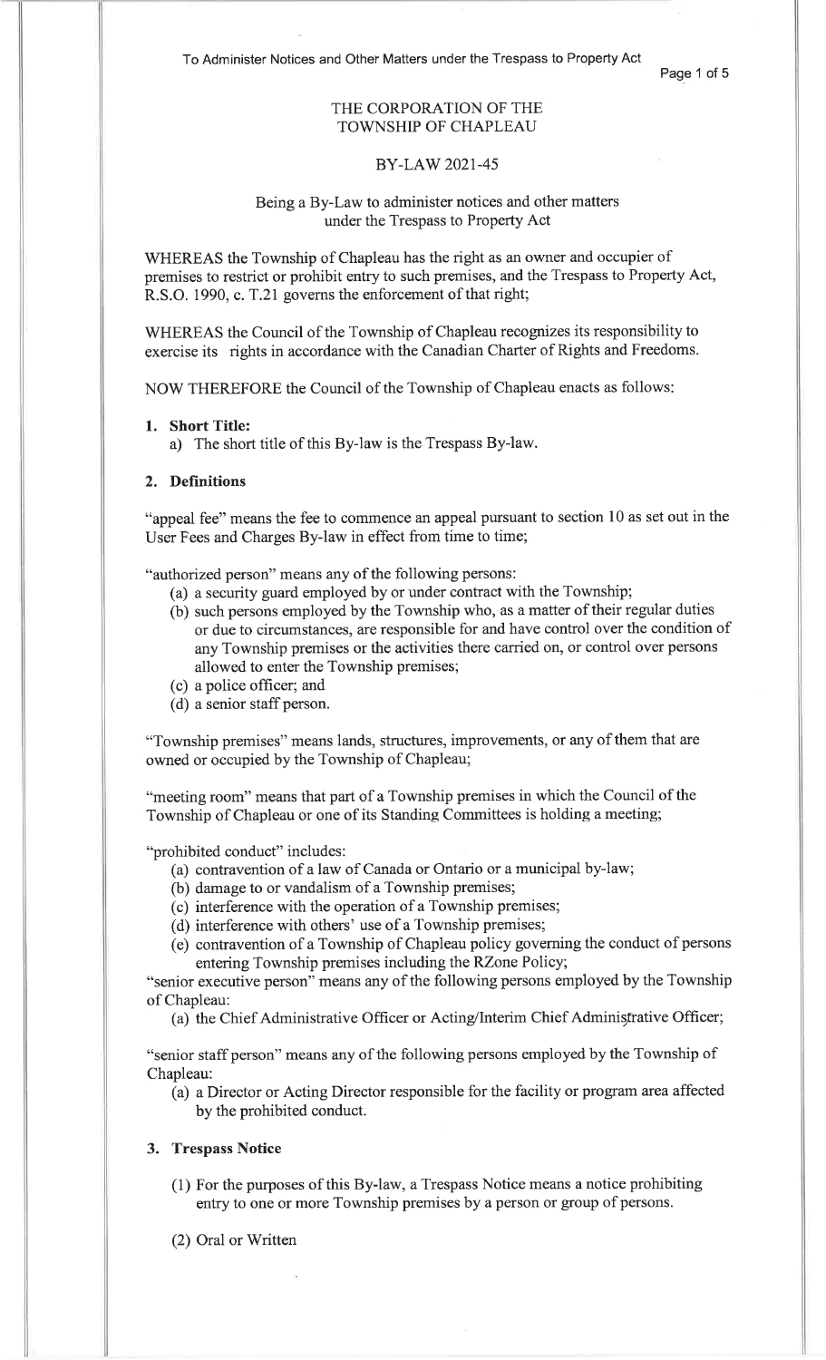THE CORPORATION OF THE
TOWNSHIP OF CHAPLEAU

BY-LAW 2021-45

Being a By-Law to administer notices and other matters under the Trespass to Property Act

WHEREAS the Township of Chapleau has the right as an owner and occupier of premises to restrict or prohibit entry to such premises, and the Trespass to Property Act, R.S.O. 1990, c. T.21 governs the enforcement of that right;

WHEREAS the Council of the Township of Chapleau recognizes its responsibility to exercise its rights in accordance with the Canadian Charter of Rights and Freedoms.

NOW THEREFORE the Council of the Township of Chapleau enacts as follows:

**1. Short Title:**

a) The short title of this By-law is the Trespass By-law.

**2. Definitions**

"appeal fee" means the fee to commence an appeal pursuant to section 10 as set out in the User Fees and Charges By-law in effect from time to time;

"authorized person" means any of the following persons:

(a) a security guard employed by or under contract with the Township;
(b) such persons employed by the Township who, as a matter of their regular duties or due to circumstances, are responsible for and have control over the condition of any Township premises or the activities there carried on, or control over persons allowed to enter the Township premises;
(c) a police officer; and
(d) a senior staff person.

"Township premises" means lands, structures, improvements, or any of them that are owned or occupied by the Township of Chapleau;

"meeting room" means that part of a Township premises in which the Council of the Township of Chapleau or one of its Standing Committees is holding a meeting;

"prohibited conduct" includes:

(a) contravention of a law of Canada or Ontario or a municipal by-law;
(b) damage to or vandalism of a Township premises;
(c) interference with the operation of a Township premises;
(d) interference with others' use of a Township premises;
(e) contravention of a Township of Chapleau policy governing the conduct of persons entering Township premises including the RZone Policy;

"senior executive person" means any of the following persons employed by the Township of Chapleau:

(a) the Chief Administrative Officer or Acting/Interim Chief Administrative Officer;

"senior staff person" means any of the following persons employed by the Township of Chapleau:

(a) a Director or Acting Director responsible for the facility or program area affected by the prohibited conduct.

**3. Trespass Notice**

(1) For the purposes of this By-law, a Trespass Notice means a notice prohibiting entry to one or more Township premises by a person or group of persons.

(2) Oral or Written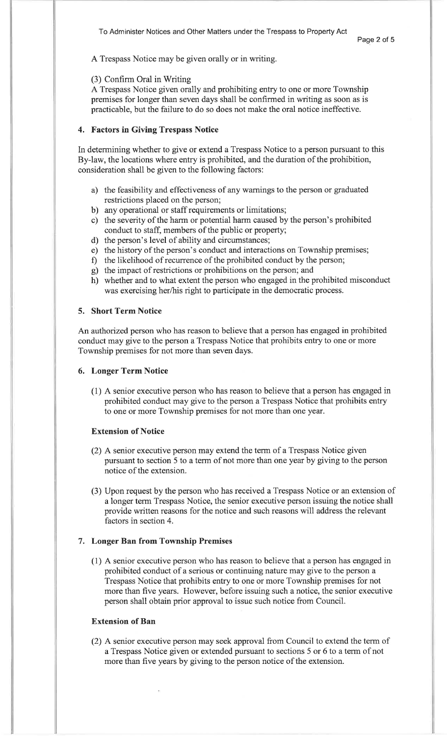A Trespass Notice may be given orally or in writing.

(3) Confirm Oral in Writing

A Trespass Notice given orally and prohibiting entry to one or more Township premises for longer than seven days shall be confirmed in writing as soon as is practicable, but the failure to do so does not make the oral notice ineffective.

## 4. Factors in Giving Trespass Notice

In determining whether to give or extend a Trespass Notice to a person pursuant to this By-law, the locations where entry is prohibited, and the duration of the prohibition, consideration shall be given to the following factors:

a) the feasibility and effectiveness of any warnings to the person or graduated restrictions placed on the person;
b) any operational or staff requirements or limitations;
c) the severity of the harm or potential harm caused by the person's prohibited conduct to staff, members of the public or property;
d) the person's level of ability and circumstances;
e) the history of the person's conduct and interactions on Township premises;
f) the likelihood of recurrence of the prohibited conduct by the person;
g) the impact of restrictions or prohibitions on the person; and
h) whether and to what extent the person who engaged in the prohibited misconduct was exercising her/his right to participate in the democratic process.

## 5. Short Term Notice

An authorized person who has reason to believe that a person has engaged in prohibited conduct may give to the person a Trespass Notice that prohibits entry to one or more Township premises for not more than seven days.

## 6. Longer Term Notice

(1) A senior executive person who has reason to believe that a person has engaged in prohibited conduct may give to the person a Trespass Notice that prohibits entry to one or more Township premises for not more than one year.

### Extension of Notice

(2) A senior executive person may extend the term of a Trespass Notice given pursuant to section 5 to a term of not more than one year by giving to the person notice of the extension.

(3) Upon request by the person who has received a Trespass Notice or an extension of a longer term Trespass Notice, the senior executive person issuing the notice shall provide written reasons for the notice and such reasons will address the relevant factors in section 4.

## 7. Longer Ban from Township Premises

(1) A senior executive person who has reason to believe that a person has engaged in prohibited conduct of a serious or continuing nature may give to the person a Trespass Notice that prohibits entry to one or more Township premises for not more than five years. However, before issuing such a notice, the senior executive person shall obtain prior approval to issue such notice from Council.

### Extension of Ban

(2) A senior executive person may seek approval from Council to extend the term of a Trespass Notice given or extended pursuant to sections 5 or 6 to a term of not more than five years by giving to the person notice of the extension.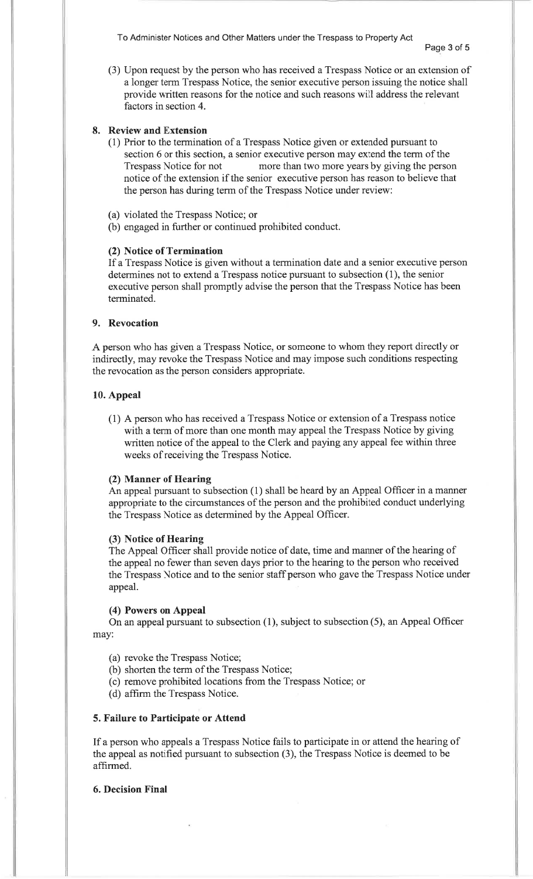(3) Upon request by the person who has received a Trespass Notice or an extension of a longer term Trespass Notice, the senior executive person issuing the notice shall provide written reasons for the notice and such reasons will address the relevant factors in section 4.

## 8. Review and Extension

(1) Prior to the termination of a Trespass Notice given or extended pursuant to section 6 or this section, a senior executive person may extend the term of the Trespass Notice for not more than two more years by giving the person notice of the extension if the senior executive person has reason to believe that the person has during term of the Trespass Notice under review:

(a) violated the Trespass Notice; or
(b) engaged in further or continued prohibited conduct.

**(2) Notice of Termination**

If a Trespass Notice is given without a termination date and a senior executive person determines not to extend a Trespass notice pursuant to subsection (1), the senior executive person shall promptly advise the person that the Trespass Notice has been terminated.

## 9. Revocation

A person who has given a Trespass Notice, or someone to whom they report directly or indirectly, may revoke the Trespass Notice and may impose such conditions respecting the revocation as the person considers appropriate.

## 10. Appeal

(1) A person who has received a Trespass Notice or extension of a Trespass notice with a term of more than one month may appeal the Trespass Notice by giving written notice of the appeal to the Clerk and paying any appeal fee within three weeks of receiving the Trespass Notice.

**(2) Manner of Hearing**

An appeal pursuant to subsection (1) shall be heard by an Appeal Officer in a manner appropriate to the circumstances of the person and the prohibited conduct underlying the Trespass Notice as determined by the Appeal Officer.

**(3) Notice of Hearing**

The Appeal Officer shall provide notice of date, time and manner of the hearing of the appeal no fewer than seven days prior to the hearing to the person who received the Trespass Notice and to the senior staff person who gave the Trespass Notice under appeal.

**(4) Powers on Appeal**

On an appeal pursuant to subsection (1), subject to subsection (5), an Appeal Officer may:

(a) revoke the Trespass Notice;
(b) shorten the term of the Trespass Notice;
(c) remove prohibited locations from the Trespass Notice; or
(d) affirm the Trespass Notice.

**5. Failure to Participate or Attend**

If a person who appeals a Trespass Notice fails to participate in or attend the hearing of the appeal as notified pursuant to subsection (3), the Trespass Notice is deemed to be affirmed.

**6. Decision Final**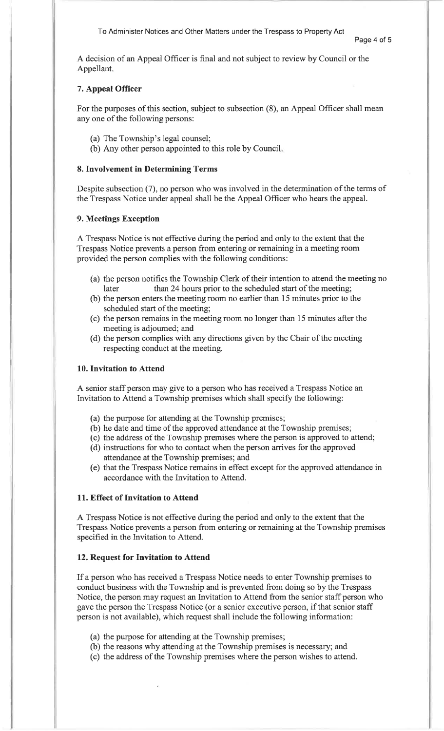A decision of an Appeal Officer is final and not subject to review by Council or the Appellant.

### 7. Appeal Officer

For the purposes of this section, subject to subsection (8), an Appeal Officer shall mean any one of the following persons:

(a) The Township's legal counsel;
(b) Any other person appointed to this role by Council.

### 8. Involvement in Determining Terms

Despite subsection (7), no person who was involved in the determination of the terms of the Trespass Notice under appeal shall be the Appeal Officer who hears the appeal.

### 9. Meetings Exception

A Trespass Notice is not effective during the period and only to the extent that the Trespass Notice prevents a person from entering or remaining in a meeting room provided the person complies with the following conditions:

(a) the person notifies the Township Clerk of their intention to attend the meeting no later than 24 hours prior to the scheduled start of the meeting;
(b) the person enters the meeting room no earlier than 15 minutes prior to the scheduled start of the meeting;
(c) the person remains in the meeting room no longer than 15 minutes after the meeting is adjourned; and
(d) the person complies with any directions given by the Chair of the meeting respecting conduct at the meeting.

### 10. Invitation to Attend

A senior staff person may give to a person who has received a Trespass Notice an Invitation to Attend a Township premises which shall specify the following:

(a) the purpose for attending at the Township premises;
(b) he date and time of the approved attendance at the Township premises;
(c) the address of the Township premises where the person is approved to attend;
(d) instructions for who to contact when the person arrives for the approved attendance at the Township premises; and
(e) that the Trespass Notice remains in effect except for the approved attendance in accordance with the Invitation to Attend.

### 11. Effect of Invitation to Attend

A Trespass Notice is not effective during the period and only to the extent that the Trespass Notice prevents a person from entering or remaining at the Township premises specified in the Invitation to Attend.

### 12. Request for Invitation to Attend

If a person who has received a Trespass Notice needs to enter Township premises to conduct business with the Township and is prevented from doing so by the Trespass Notice, the person may request an Invitation to Attend from the senior staff person who gave the person the Trespass Notice (or a senior executive person, if that senior staff person is not available), which request shall include the following information:

(a) the purpose for attending at the Township premises;
(b) the reasons why attending at the Township premises is necessary; and
(c) the address of the Township premises where the person wishes to attend.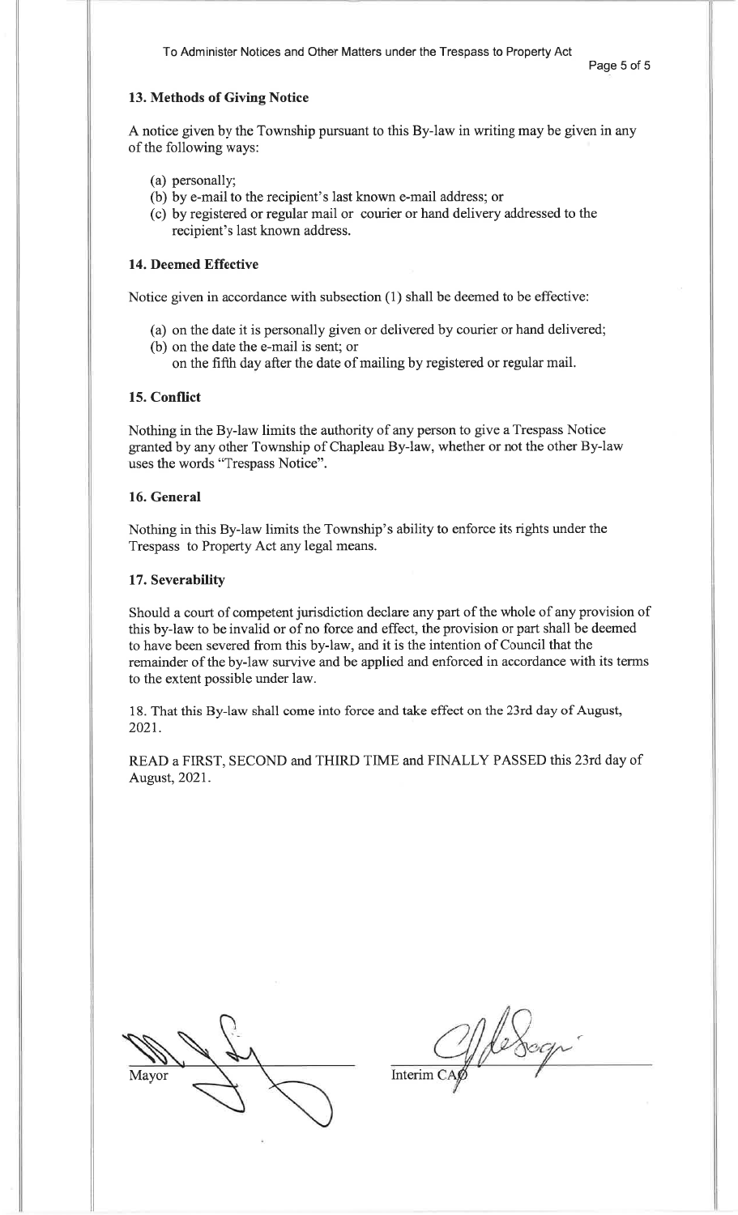## 13. Methods of Giving Notice

A notice given by the Township pursuant to this By-law in writing may be given in any of the following ways:

(a) personally;
(b) by e-mail to the recipient's last known e-mail address; or
(c) by registered or regular mail or courier or hand delivery addressed to the recipient's last known address.

## 14. Deemed Effective

Notice given in accordance with subsection (1) shall be deemed to be effective:

(a) on the date it is personally given or delivered by courier or hand delivered;
(b) on the date the e-mail is sent; or
on the fifth day after the date of mailing by registered or regular mail.

## 15. Conflict

Nothing in the By-law limits the authority of any person to give a Trespass Notice granted by any other Township of Chapleau By-law, whether or not the other By-law uses the words "Trespass Notice".

## 16. General

Nothing in this By-law limits the Township's ability to enforce its rights under the Trespass to Property Act any legal means.

## 17. Severability

Should a court of competent jurisdiction declare any part of the whole of any provision of this by-law to be invalid or of no force and effect, the provision or part shall be deemed to have been severed from this by-law, and it is the intention of Council that the remainder of the by-law survive and be applied and enforced in accordance with its terms to the extent possible under law.

18. That this By-law shall come into force and take effect on the 23rd day of August, 2021.

READ a FIRST, SECOND and THIRD TIME and FINALLY PASSED this 23rd day of August, 2021.

Mayor

Interim CAO